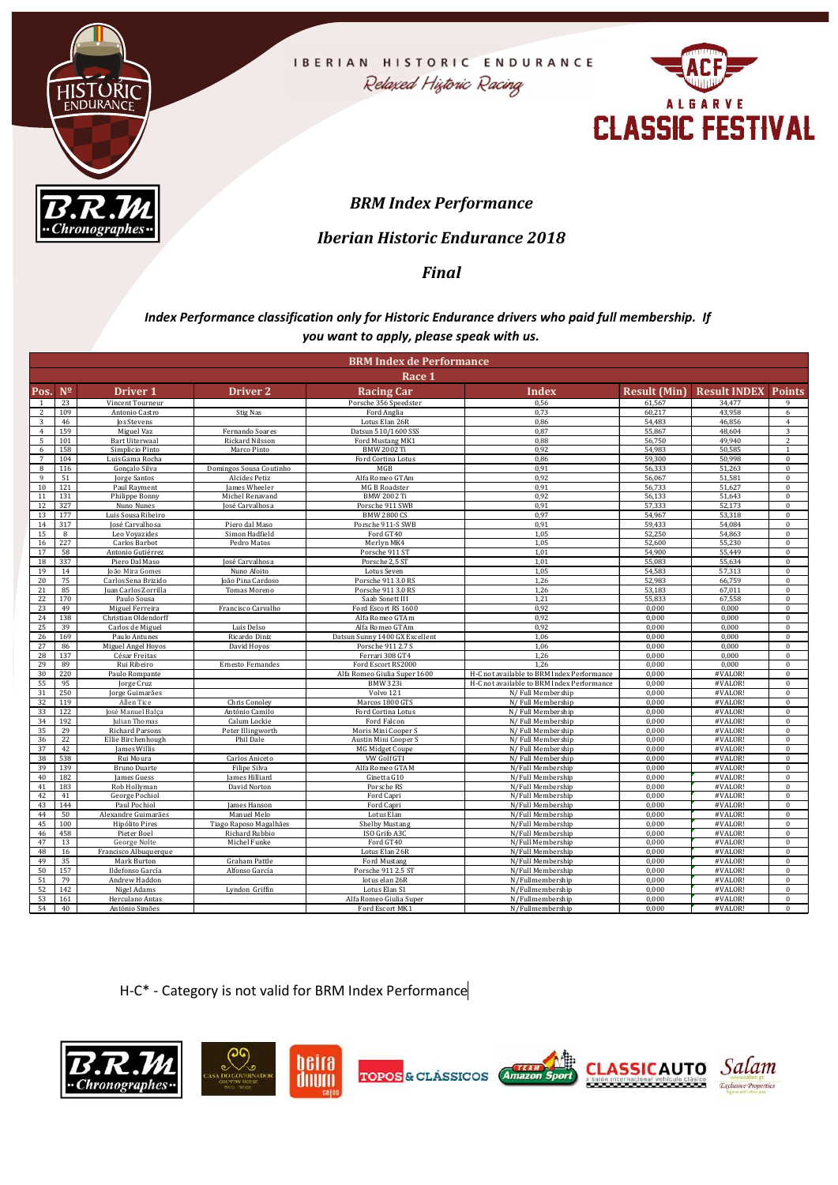IBERIAN HISTORIC ENDURANCE

Relaxed Historic Racing

ALGARVE CLASSIC FESTIVAL

## *BRM Index Performance*

## *Iberian Historic Endurance 2018*

## *Final*

***Index Performance classification only for Historic Endurance drivers who paid full membership. If you want to apply, please speak with us.***

| **BRM Index de Performance** | | | | | | | | |
|---|---|---|---|---|---|---|---|---|
| **Race 1** | | | | | | | | |
| **Pos.** | **Nº** | **Driver 1** | **Driver 2** | **Racing Car** | **Index** | **Result (Min)** | **Result INDEX** | **Points** |
| 1 | 23 | Vincent Tourneur | | Porsche 356 Speedster | 0,56 | 61,567 | 34,477 | 9 |
| 2 | 109 | Antonio Castro | Stig Nas | Ford Anglia | 0,73 | 60,217 | 43,958 | 6 |
| 3 | 46 | Jos Stevens | | Lotus Elan 26R | 0,86 | 54,483 | 46,856 | 4 |
| 4 | 159 | Miguel Vaz | Fernando Soares | Datsun 510/1600 SSS | 0,87 | 55,867 | 48,604 | 3 |
| 5 | 101 | Bart Uiterwaal | Rickard Nilsson | Ford Mustang MK1 | 0,88 | 56,750 | 49,940 | 2 |
| 6 | 158 | Simplicio Pinto | Marco Pinto | BMW 2002 Ti | 0,92 | 54,983 | 50,585 | 1 |
| 7 | 104 | Luis Gama Rocha | | Ford Cortina Lotus | 0,86 | 59,300 | 50,998 | 0 |
| 8 | 116 | Gonçalo Silva | Domingos Sousa Coutinho | MGB | 0,91 | 56,333 | 51,263 | 0 |
| 9 | 51 | Jorge Santos | Alcides Petiz | Alfa Romeo GTAm | 0,92 | 56,067 | 51,581 | 0 |
| 10 | 121 | Paul Rayment | James Wheeler | MG B Roadster | 0,91 | 56,733 | 51,627 | 0 |
| 11 | 131 | Philippe Bonny | Michel Renavand | BMW 2002 Ti | 0,92 | 56,133 | 51,643 | 0 |
| 12 | 327 | Nuno Nunes | José Carvalhosa | Porsche 911 SWB | 0,91 | 57,333 | 52,173 | 0 |
| 13 | 177 | Luis Sousa Ribeiro | | BMW 2800 CS | 0,97 | 54,967 | 53,318 | 0 |
| 14 | 317 | José Carvalhosa | Piero dal Maso | Porsche 911-S SWB | 0,91 | 59,433 | 54,084 | 0 |
| 15 | 8 | Leo Voyazides | Simon Hadfield | Ford GT40 | 1,05 | 52,250 | 54,863 | 0 |
| 16 | 227 | Carlos Barbot | Pedro Matos | Merlyn MK4 | 1,05 | 52,600 | 55,230 | 0 |
| 17 | 58 | Antonio Gutiérrez | | Porsche 911 ST | 1,01 | 54,900 | 55,449 | 0 |
| 18 | 337 | Piero Dal Maso | José Carvalhosa | Porsche 2,5 ST | 1,01 | 55,083 | 55,634 | 0 |
| 19 | 14 | João Mira Gomes | Nuno Afoito | Lotus Seven | 1,05 | 54,583 | 57,313 | 0 |
| 20 | 75 | Carlos Sena Brizido | João Pina Cardoso | Porsche 911 3.0 RS | 1,26 | 52,983 | 66,759 | 0 |
| 21 | 85 | Juan Carlos Zorrilla | Tomas Moreno | Porsche 911 3.0 RS | 1,26 | 53,183 | 67,011 | 0 |
| 22 | 170 | Paulo Sousa | | Saab Sonett III | 1,21 | 55,833 | 67,558 | 0 |
| 23 | 49 | Miguel Ferreira | Francisco Carvalho | Ford Escort RS 1600 | 0,92 | 0,000 | 0,000 | 0 |
| 24 | 138 | Christian Oldendorff | | Alfa Romeo GTAm | 0,92 | 0,000 | 0,000 | 0 |
| 25 | 39 | Carlos de Miguel | Luis Delso | Alfa Romeo GTAm | 0,92 | 0,000 | 0,000 | 0 |
| 26 | 169 | Paulo Antunes | Ricardo Diniz | Datsun Sunny 1400 GX Excellent | 1,06 | 0,000 | 0,000 | 0 |
| 27 | 86 | Miguel Angel Hoyos | David Hoyos | Porsche 911 2.7 S | 1,06 | 0,000 | 0,000 | 0 |
| 28 | 137 | César Freitas | | Ferrari 308 GT4 | 1,26 | 0,000 | 0,000 | 0 |
| 29 | 89 | Rui Ribeiro | Ernesto Fernandes | Ford Escort RS2000 | 1,26 | 0,000 | 0,000 | 0 |
| 30 | 220 | Paulo Rompante | | Alfa Romeo Giulia Super 1600 | H-C not available to BRM Index Performance | 0,000 | #VALOR! | 0 |
| 55 | 95 | Jorge Cruz | | BMW 323i | H-C not available to BRM Index Performance | 0,000 | #VALOR! | 0 |
| 31 | 250 | Jorge Guimarães | | Volvo 121 | N/ Full Membership | 0,000 | #VALOR! | 0 |
| 32 | 119 | Allen Tice | Chris Conoley | Marcos 1800 GTS | N/ Full Membership | 0,000 | #VALOR! | 0 |
| 33 | 122 | José Manuel Balça | António Camilo | Ford Cortina Lotus | N/ Full Membership | 0,000 | #VALOR! | 0 |
| 34 | 192 | Julian Thomas | Calum Lockie | Ford Falcon | N/ Full Membership | 0,000 | #VALOR! | 0 |
| 35 | 29 | Richard Parsons | Peter Illingworth | Moris Mini Cooper S | N/ Full Membership | 0,000 | #VALOR! | 0 |
| 36 | 22 | Ellie Birchenhough | Phil Dale | Austin Mini Cooper S | N/ Full Membership | 0,000 | #VALOR! | 0 |
| 37 | 42 | James Willis | | MG Midget Coupe | N/ Full Membership | 0,000 | #VALOR! | 0 |
| 38 | 538 | Rui Moura | Carlos Aniceto | VW Golf GTI | N/ Full Membership | 0,000 | #VALOR! | 0 |
| 39 | 139 | Bruno Duarte | Filipe Silva | Alfa Romeo GTAM | N/Full Membership | 0,000 | #VALOR! | 0 |
| 40 | 182 | James Guess | James Hilliard | Ginetta G10 | N/Full Membership | 0,000 | #VALOR! | 0 |
| 41 | 183 | Rob Hollyman | David Norton | Porsche RS | N/Full Membership | 0,000 | #VALOR! | 0 |
| 42 | 41 | George Pochiol | | Ford Capri | N/Full Membership | 0,000 | #VALOR! | 0 |
| 43 | 144 | Paul Pochiol | James Hanson | Ford Capri | N/Full Membership | 0,000 | #VALOR! | 0 |
| 44 | 50 | Alexandre Guimarães | Manuel Melo | Lotus Elan | N/Full Membership | 0,000 | #VALOR! | 0 |
| 45 | 100 | Hipólito Pires | Tiago Raposo Magalhães | Shelby Mustang | N/Full Membership | 0,000 | #VALOR! | 0 |
| 46 | 458 | Pieter Boel | Richard Rubbio | ISO Grifo A3C | N/Full Membership | 0,000 | #VALOR! | 0 |
| 47 | 13 | George Nolte | Michel Funke | Ford GT40 | N/Full Membership | 0,000 | #VALOR! | 0 |
| 48 | 16 | Francisco Albuquerque | | Lotus Elan 26R | N/Full Membership | 0,000 | #VALOR! | 0 |
| 49 | 35 | Mark Burton | Graham Pattle | Ford Mustang | N/Full Membership | 0,000 | #VALOR! | 0 |
| 50 | 157 | Ildefonso García | Alfonso García | Porsche 911 2.5 ST | N/Full Membership | 0,000 | #VALOR! | 0 |
| 51 | 79 | Andrew Haddon | | lotus elan 26R | N/Fullmembership | 0,000 | #VALOR! | 0 |
| 52 | 142 | Nigel Adams | Lyndon Griffin | Lotus Elan S1 | N/Fullmembership | 0,000 | #VALOR! | 0 |
| 53 | 161 | Herculano Antas | | Alfa Romeo Giulia Super | N/Fullmembership | 0,000 | #VALOR! | 0 |
| 54 | 40 | António Simões | | Ford Escort MK1 | N/Fullmembership | 0,000 | #VALOR! | 0 |

H-C* - Category is not valid for BRM Index Performance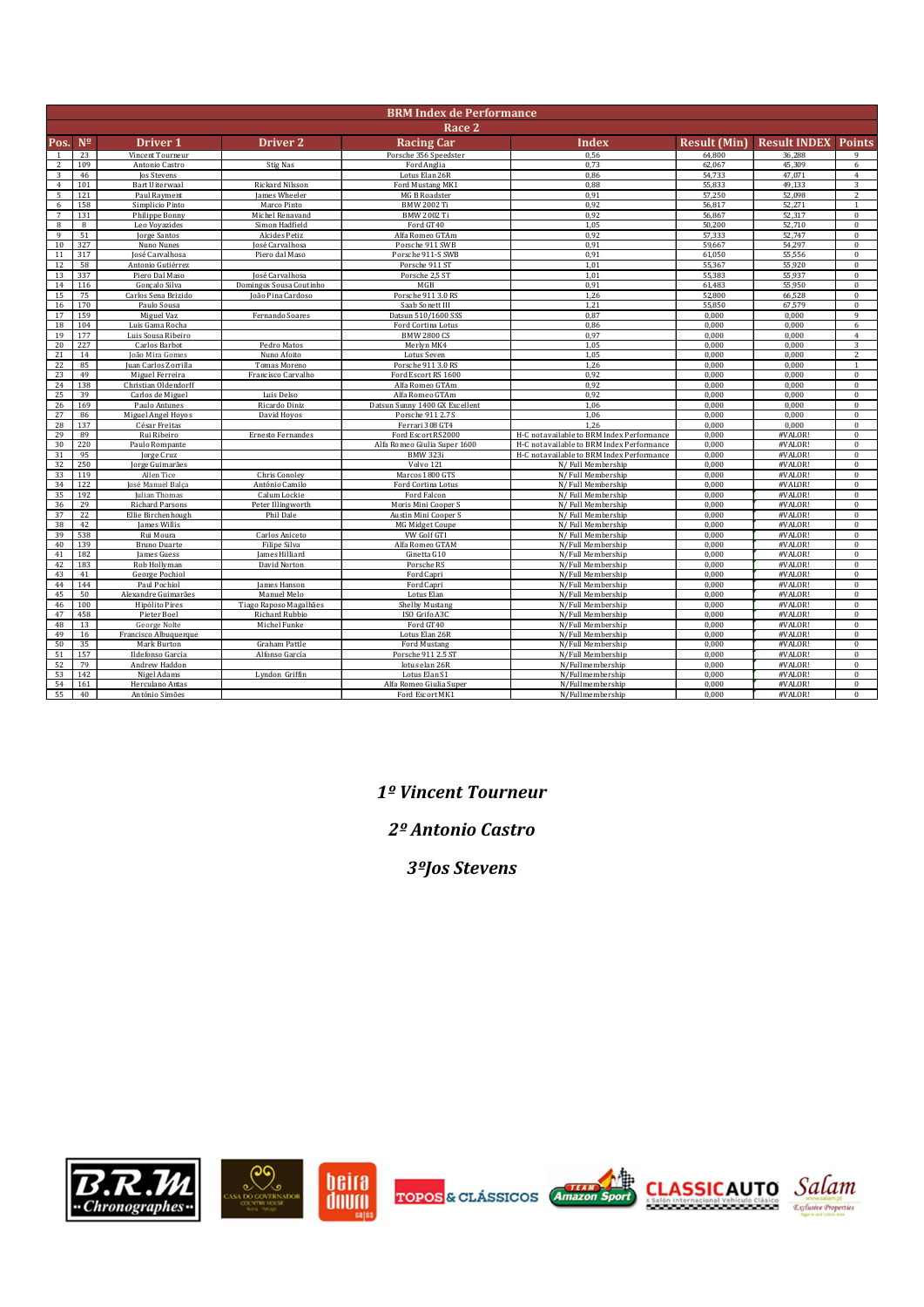# BRM Index de Performance

## Race 2

| Pos. | Nº | Driver 1 | Driver 2 | Racing Car | Index | Result (Min) | Result INDEX | Points |
|---|---|---|---|---|---|---|---|---|
| 1 | 23 | Vincent Tourneur | | Porsche 356 Speedster | 0,56 | 64,800 | 36,288 | 9 |
| 2 | 109 | Antonio Castro | Stig Nas | Ford Anglia | 0,73 | 62,067 | 45,309 | 6 |
| 3 | 46 | Jos Stevens | | Lotus Elan 26R | 0,86 | 54,733 | 47,071 | 4 |
| 4 | 101 | Bart Uiterwaal | Rickard Nilsson | Ford Mustang MK1 | 0,88 | 55,833 | 49,133 | 3 |
| 5 | 121 | Paul Rayment | James Wheeler | MG B Roadster | 0,91 | 57,250 | 52,098 | 2 |
| 6 | 158 | Simplicio Pinto | Marco Pinto | BMW 2002 Ti | 0,92 | 56,817 | 52,271 | 1 |
| 7 | 131 | Philippe Bonny | Michel Renavand | BMW 2002 Ti | 0,92 | 56,867 | 52,317 | 0 |
| 8 | 8 | Leo Voyazides | Simon Hadfield | Ford GT40 | 1,05 | 50,200 | 52,710 | 0 |
| 9 | 51 | Jorge Santos | Alcides Petiz | Alfa Romeo GTAm | 0,92 | 57,333 | 52,747 | 0 |
| 10 | 327 | Nuno Nunes | José Carvalhosa | Porsche 911 SWB | 0,91 | 59,667 | 54,297 | 0 |
| 11 | 317 | José Carvalhosa | Piero dal Maso | Porsche 911-S SWB | 0,91 | 61,050 | 55,556 | 0 |
| 12 | 58 | Antonio Gutiérrez | | Porsche 911 ST | 1,01 | 55,367 | 55,920 | 0 |
| 13 | 337 | Piero Dal Maso | José Carvalhosa | Porsche 2,5 ST | 1,01 | 55,383 | 55,937 | 0 |
| 14 | 116 | Gonçalo Silva | Domingos Sousa Coutinho | MGB | 0,91 | 61,483 | 55,950 | 0 |
| 15 | 75 | Carlos Sena Brizido | João Pina Cardoso | Porsche 911 3.0 RS | 1,26 | 52,800 | 66,528 | 0 |
| 16 | 170 | Paulo Sousa | | Saab Sonett III | 1,21 | 55,850 | 67,579 | 0 |
| 17 | 159 | Miguel Vaz | Fernando Soares | Datsun 510/1600 SSS | 0,87 | 0,000 | 0,000 | 9 |
| 18 | 104 | Luis Gama Rocha | | Ford Cortina Lotus | 0,86 | 0,000 | 0,000 | 6 |
| 19 | 177 | Luis Sousa Ribeiro | | BMW 2800 CS | 0,97 | 0,000 | 0,000 | 4 |
| 20 | 227 | Carlos Barbot | Pedro Matos | Merlyn MK4 | 1,05 | 0,000 | 0,000 | 3 |
| 21 | 14 | João Mira Gomes | Nuno Afoito | Lotus Seven | 1,05 | 0,000 | 0,000 | 2 |
| 22 | 85 | Juan Carlos Zorrilla | Tomas Moreno | Porsche 911 3.0 RS | 1,26 | 0,000 | 0,000 | 1 |
| 23 | 49 | Miguel Ferreira | Francisco Carvalho | Ford Escort RS 1600 | 0,92 | 0,000 | 0,000 | 0 |
| 24 | 138 | Christian Oldendorff | | Alfa Romeo GTAm | 0,92 | 0,000 | 0,000 | 0 |
| 25 | 39 | Carlos de Miguel | Luis Delso | Alfa Romeo GTAm | 0,92 | 0,000 | 0,000 | 0 |
| 26 | 169 | Paulo Antunes | Ricardo Diniz | Datsun Sunny 1400 GX Excellent | 1,06 | 0,000 | 0,000 | 0 |
| 27 | 86 | Miguel Angel Hoyos | David Hoyos | Porsche 911 2.7 S | 1,06 | 0,000 | 0,000 | 0 |
| 28 | 137 | César Freitas | | Ferrari 308 GT4 | 1,26 | 0,000 | 0,000 | 0 |
| 29 | 89 | Rui Ribeiro | Ernesto Fernandes | Ford Escort RS2000 | H-C not available to BRM Index Performance | 0,000 | #VALOR! | 0 |
| 30 | 220 | Paulo Rompante | | Alfa Romeo Giulia Super 1600 | H-C not available to BRM Index Performance | 0,000 | #VALOR! | 0 |
| 31 | 95 | Jorge Cruz | | BMW 323i | H-C not available to BRM Index Performance | 0,000 | #VALOR! | 0 |
| 32 | 250 | Jorge Guimarães | | Volvo 121 | N/ Full Membership | 0,000 | #VALOR! | 0 |
| 33 | 119 | Allen Tice | Chris Conoley | Marcos 1800 GTS | N/ Full Membership | 0,000 | #VALOR! | 0 |
| 34 | 122 | José Manuel Balça | António Camilo | Ford Cortina Lotus | N/ Full Membership | 0,000 | #VALOR! | 0 |
| 35 | 192 | Julian Thomas | Calum Lockie | Ford Falcon | N/ Full Membership | 0,000 | #VALOR! | 0 |
| 36 | 29 | Richard Parsons | Peter Illingworth | Moris Mini Cooper S | N/ Full Membership | 0,000 | #VALOR! | 0 |
| 37 | 22 | Ellie Birchenhough | Phil Dale | Austin Mini Cooper S | N/ Full Membership | 0,000 | #VALOR! | 0 |
| 38 | 42 | James Willis | | MG Midget Coupe | N/ Full Membership | 0,000 | #VALOR! | 0 |
| 39 | 538 | Rui Moura | Carlos Aniceto | VW Golf GTI | N/ Full Membership | 0,000 | #VALOR! | 0 |
| 40 | 139 | Bruno Duarte | Filipe Silva | Alfa Romeo GTAM | N/Full Membership | 0,000 | #VALOR! | 0 |
| 41 | 182 | James Guess | James Hilliard | Ginetta G10 | N/Full Membership | 0,000 | #VALOR! | 0 |
| 42 | 183 | Rob Hollyman | David Norton | Porsche RS | N/Full Membership | 0,000 | #VALOR! | 0 |
| 43 | 41 | George Pochiol | | Ford Capri | N/Full Membership | 0,000 | #VALOR! | 0 |
| 44 | 144 | Paul Pochiol | James Hanson | Ford Capri | N/Full Membership | 0,000 | #VALOR! | 0 |
| 45 | 50 | Alexandre Guimarães | Manuel Melo | Lotus Elan | N/Full Membership | 0,000 | #VALOR! | 0 |
| 46 | 100 | Hipólito Pires | Tiago Raposo Magalhães | Shelby Mustang | N/Full Membership | 0,000 | #VALOR! | 0 |
| 47 | 458 | Pieter Boel | Richard Rubbio | ISO Grifo A3C | N/Full Membership | 0,000 | #VALOR! | 0 |
| 48 | 13 | George Nolte | Michel Funke | Ford GT40 | N/Full Membership | 0,000 | #VALOR! | 0 |
| 49 | 16 | Francisco Albuquerque | | Lotus Elan 26R | N/Full Membership | 0,000 | #VALOR! | 0 |
| 50 | 35 | Mark Burton | Graham Pattle | Ford Mustang | N/Full Membership | 0,000 | #VALOR! | 0 |
| 51 | 157 | Ildefonso García | Alfonso García | Porsche 911 2.5 ST | N/Full Membership | 0,000 | #VALOR! | 0 |
| 52 | 79 | Andrew Haddon | | lotus elan 26R | N/Fullmembership | 0,000 | #VALOR! | 0 |
| 53 | 142 | Nigel Adams | Lyndon Griffin | Lotus Elan S1 | N/Fullmembership | 0,000 | #VALOR! | 0 |
| 54 | 161 | Herculano Antas | | Alfa Romeo Giulia Super | N/Fullmembership | 0,000 | #VALOR! | 0 |
| 55 | 40 | António Simões | | Ford Escort MK1 | N/Fullmembership | 0,000 | #VALOR! | 0 |

***1º Vincent Tourneur***

***2º Antonio Castro***

***3ºJos Stevens***